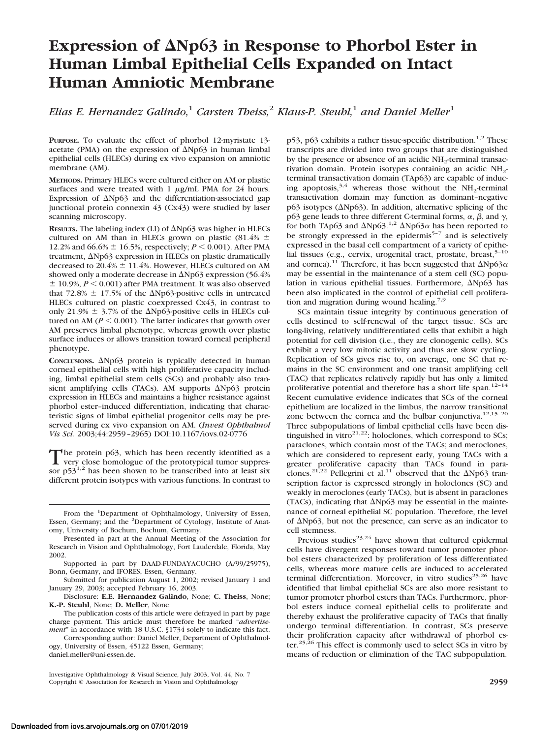# Expression of ΔNp63 in Response to Phorbol Ester in Human Limbal Epithelial Cells Expanded on Intact Human Amniotic Membrane

*Elias E. Hernandez Galindo,*[1] *Carsten Theiss,*[2] *Klaus-P. Steuhl,*[1] *and Daniel Meller*[1]

**PURPOSE.** To evaluate the effect of phorbol 12-myristate 13-acetate (PMA) on the expression of ΔNp63 in human limbal epithelial cells (HLECs) during ex vivo expansion on amniotic membrane (AM).

**METHODS.** Primary HLECs were cultured either on AM or plastic surfaces and were treated with 1 μg/mL PMA for 24 hours. Expression of ΔNp63 and the differentiation-associated gap junctional protein connexin 43 (Cx43) were studied by laser scanning microscopy.

**RESULTS.** The labeling index (LI) of ΔNp63 was higher in HLECs cultured on AM than in HLECs grown on plastic (81.4% ± 12.2% and 66.6% ± 16.5%, respectively; $P < 0.001$). After PMA treatment, ΔNp63 expression in HLECs on plastic dramatically decreased to 20.4% ± 11.4%. However, HLECs cultured on AM showed only a moderate decrease in ΔNp63 expression (56.4% ± 10.9%, $P < 0.001$) after PMA treatment. It was also observed that 72.8% ± 17.5% of the ΔNp63-positive cells in untreated HLECs cultured on plastic coexpressed Cx43, in contrast to only 21.9% ± 3.7% of the ΔNp63-positive cells in HLECs cultured on AM ($P < 0.001$). The latter indicates that growth over AM preserves limbal phenotype, whereas growth over plastic surface induces or allows transition toward corneal peripheral phenotype.

**CONCLUSIONS.** ΔNp63 protein is typically detected in human corneal epithelial cells with high proliferative capacity including, limbal epithelial stem cells (SCs) and probably also transient amplifying cells (TACs). AM supports ΔNp63 protein expression in HLECs and maintains a higher resistance against phorbol ester–induced differentiation, indicating that characteristic signs of limbal epithelial progenitor cells may be preserved during ex vivo expansion on AM. (*Invest Ophthalmol Vis Sci.* 2003;44:2959–2965) DOI:10.1167/iovs.02-0776

The protein p63, which has been recently identified as a very close homologue of the prototypical tumor suppressor p53[1,2] has been shown to be transcribed into at least six different protein isotypes with various functions. In contrast to p53, p63 exhibits a rather tissue-specific distribution.[1,2] These transcripts are divided into two groups that are distinguished by the presence or absence of an acidic $NH_2$-terminal transactivation domain. Protein isotypes containing an acidic $NH_2$-terminal transactivation domain (TAp63) are capable of inducing apoptosis,[3,4] whereas those without the $NH_2$-terminal transactivation domain may function as dominant–negative p63 isotypes (ΔNp63). In addition, alternative splicing of the p63 gene leads to three different C-terminal forms, α, β, and γ, for both TAp63 and ΔNp63.[1,2] ΔNp63α has been reported to be strongly expressed in the epidermis[5–7] and is selectively expressed in the basal cell compartment of a variety of epithelial tissues (e.g., cervix, urogenital tract, prostate, breast,[5–10] and cornea).[11] Therefore, it has been suggested that ΔNp63α may be essential in the maintenance of a stem cell (SC) population in various epithelial tissues. Furthermore, ΔNp63 has been also implicated in the control of epithelial cell proliferation and migration during wound healing.[7,9]

SCs maintain tissue integrity by continuous generation of cells destined to self-renewal of the target tissue. SCs are long-living, relatively undifferentiated cells that exhibit a high potential for cell division (i.e., they are clonogenic cells). SCs exhibit a very low mitotic activity and thus are slow cycling. Replication of SCs gives rise to, on average, one SC that remains in the SC environment and one transit amplifying cell (TAC) that replicates relatively rapidly but has only a limited proliferative potential and therefore has a short life span.[12–14] Recent cumulative evidence indicates that SCs of the corneal epithelium are localized in the limbus, the narrow transitional zone between the cornea and the bulbar conjunctiva.[12,15–20] Three subpopulations of limbal epithelial cells have been distinguished in vitro[21,22]: holoclones, which correspond to SCs; paraclones, which contain most of the TACs; and meroclones, which are considered to represent early, young TACs with a greater proliferative capacity than TACs found in paraclones.[21,22] Pellegrini et al.[11] observed that the ΔNp63 transcription factor is expressed strongly in holoclones (SC) and weakly in meroclones (early TACs), but is absent in paraclones (TACs), indicating that ΔNp63 may be essential in the maintenance of corneal epithelial SC population. Therefore, the level of ΔNp63, but not the presence, can serve as an indicator to cell stemness.

Previous studies[23,24] have shown that cultured epidermal cells have divergent responses toward tumor promoter phorbol esters characterized by proliferation of less differentiated cells, whereas more mature cells are induced to accelerated terminal differentiation. Moreover, in vitro studies[25,26] have identified that limbal epithelial SCs are also more resistant to tumor promoter phorbol esters than TACs. Furthermore, phorbol esters induce corneal epithelial cells to proliferate and thereby exhaust the proliferative capacity of TACs that finally undergo terminal differentiation. In contrast, SCs preserve their proliferation capacity after withdrawal of phorbol ester.[25,26] This effect is commonly used to select SCs in vitro by means of reduction or elimination of the TAC subpopulation.

From the [1]Department of Ophthalmology, University of Essen, Essen, Germany; and the [2]Department of Cytology, Institute of Anatomy, University of Bochum, Bochum, Germany.

Presented in part at the Annual Meeting of the Association for Research in Vision and Ophthalmology, Fort Lauderdale, Florida, May 2002.

Supported in part by DAAD-FUNDAYACUCHO (A/99/25975), Bonn, Germany, and IFORES, Essen, Germany.

Submitted for publication August 1, 2002; revised January 1 and January 29, 2003; accepted February 16, 2003.

Disclosure: **E.E. Hernandez Galindo**, None; **C. Theiss**, None; **K.-P. Steuhl**, None; **D. Meller**, None

The publication costs of this article were defrayed in part by page charge payment. This article must therefore be marked "*advertisement*" in accordance with 18 U.S.C. §1734 solely to indicate this fact.

Corresponding author: Daniel Meller, Department of Ophthalmology, University of Essen, 45122 Essen, Germany; daniel.meller@uni-essen.de.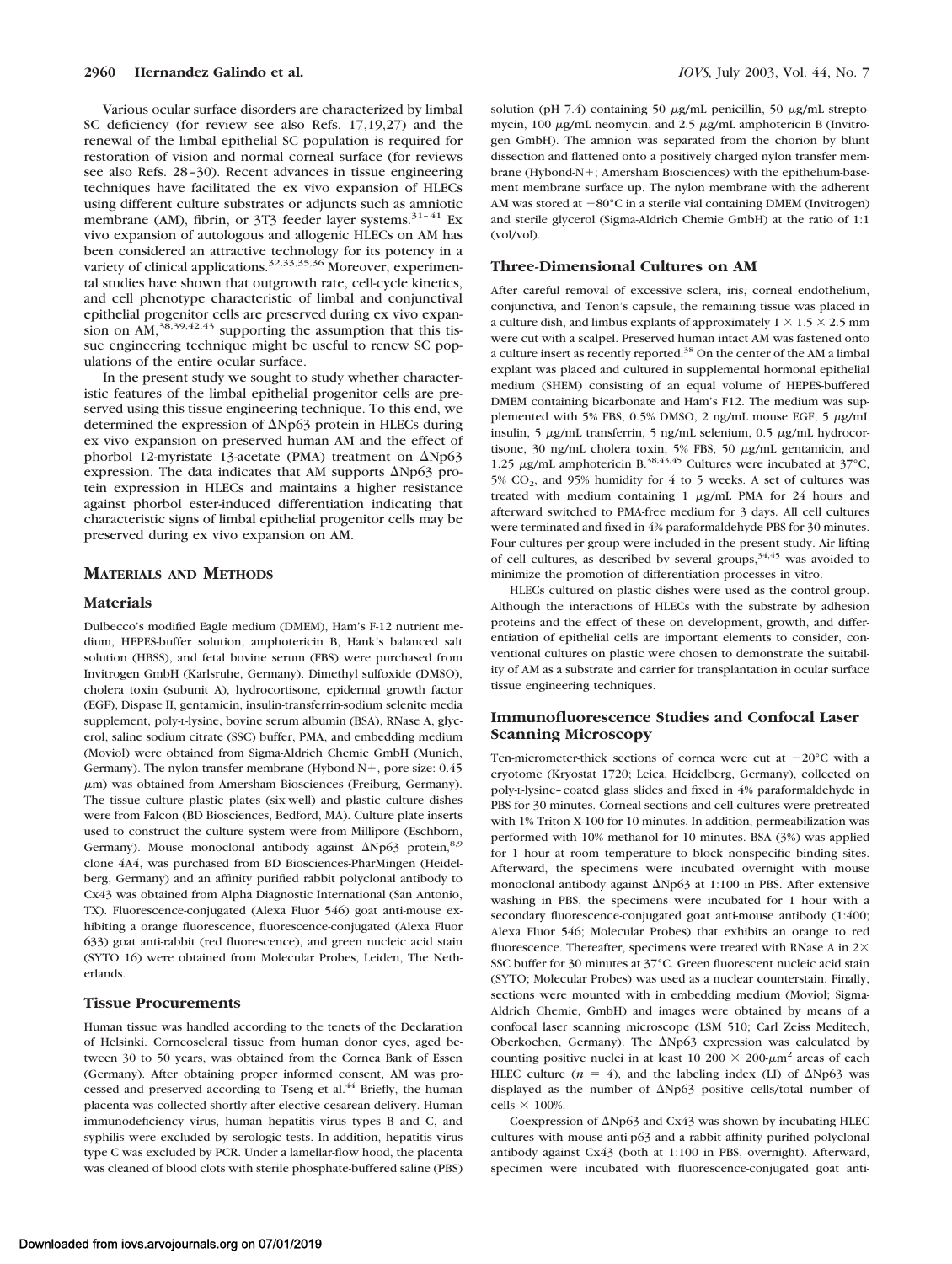Various ocular surface disorders are characterized by limbal SC deficiency (for review see also Refs. 17,19,27) and the renewal of the limbal epithelial SC population is required for restoration of vision and normal corneal surface (for reviews see also Refs. 28–30). Recent advances in tissue engineering techniques have facilitated the ex vivo expansion of HLECs using different culture substrates or adjuncts such as amniotic membrane (AM), fibrin, or 3T3 feeder layer systems.[31–41] Ex vivo expansion of autologous and allogenic HLECs on AM has been considered an attractive technology for its potency in a variety of clinical applications.[32,33,35,36] Moreover, experimental studies have shown that outgrowth rate, cell-cycle kinetics, and cell phenotype characteristic of limbal and conjunctival epithelial progenitor cells are preserved during ex vivo expansion on AM,[38,39,42,43] supporting the assumption that this tissue engineering technique might be useful to renew SC populations of the entire ocular surface.

In the present study we sought to study whether characteristic features of the limbal epithelial progenitor cells are preserved using this tissue engineering technique. To this end, we determined the expression of ΔNp63 protein in HLECs during ex vivo expansion on preserved human AM and the effect of phorbol 12-myristate 13-acetate (PMA) treatment on ΔNp63 expression. The data indicates that AM supports ΔNp63 protein expression in HLECs and maintains a higher resistance against phorbol ester-induced differentiation indicating that characteristic signs of limbal epithelial progenitor cells may be preserved during ex vivo expansion on AM.

## MATERIALS AND METHODS

### Materials

Dulbecco's modified Eagle medium (DMEM), Ham's F-12 nutrient medium, HEPES-buffer solution, amphotericin B, Hank's balanced salt solution (HBSS), and fetal bovine serum (FBS) were purchased from Invitrogen GmbH (Karlsruhe, Germany). Dimethyl sulfoxide (DMSO), cholera toxin (subunit A), hydrocortisone, epidermal growth factor (EGF), Dispase II, gentamicin, insulin-transferrin-sodium selenite media supplement, poly-L-lysine, bovine serum albumin (BSA), RNase A, glycerol, saline sodium citrate (SSC) buffer, PMA, and embedding medium (Moviol) were obtained from Sigma-Aldrich Chemie GmbH (Munich, Germany). The nylon transfer membrane (Hybond-N+, pore size: 0.45 μm) was obtained from Amersham Biosciences (Freiburg, Germany). The tissue culture plastic plates (six-well) and plastic culture dishes were from Falcon (BD Biosciences, Bedford, MA). Culture plate inserts used to construct the culture system were from Millipore (Eschborn, Germany). Mouse monoclonal antibody against ΔNp63 protein,[8,9] clone 4A4, was purchased from BD Biosciences-PharMingen (Heidelberg, Germany) and an affinity purified rabbit polyclonal antibody to Cx43 was obtained from Alpha Diagnostic International (San Antonio, TX). Fluorescence-conjugated (Alexa Fluor 546) goat anti-mouse exhibiting a orange fluorescence, fluorescence-conjugated (Alexa Fluor 633) goat anti-rabbit (red fluorescence), and green nucleic acid stain (SYTO 16) were obtained from Molecular Probes, Leiden, The Netherlands.

### Tissue Procurements

Human tissue was handled according to the tenets of the Declaration of Helsinki. Corneoscleral tissue from human donor eyes, aged between 30 to 50 years, was obtained from the Cornea Bank of Essen (Germany). After obtaining proper informed consent, AM was processed and preserved according to Tseng et al.[44] Briefly, the human placenta was collected shortly after elective cesarean delivery. Human immunodeficiency virus, human hepatitis virus types B and C, and syphilis were excluded by serologic tests. In addition, hepatitis virus type C was excluded by PCR. Under a lamellar-flow hood, the placenta was cleaned of blood clots with sterile phosphate-buffered saline (PBS) solution (pH 7.4) containing 50 μg/mL penicillin, 50 μg/mL streptomycin, 100 μg/mL neomycin, and 2.5 μg/mL amphotericin B (Invitrogen GmbH). The amnion was separated from the chorion by blunt dissection and flattened onto a positively charged nylon transfer membrane (Hybond-N+; Amersham Biosciences) with the epithelium-basement membrane surface up. The nylon membrane with the adherent AM was stored at −80°C in a sterile vial containing DMEM (Invitrogen) and sterile glycerol (Sigma-Aldrich Chemie GmbH) at the ratio of 1:1 (vol/vol).

### Three-Dimensional Cultures on AM

After careful removal of excessive sclera, iris, corneal endothelium, conjunctiva, and Tenon's capsule, the remaining tissue was placed in a culture dish, and limbus explants of approximately 1 × 1.5 × 2.5 mm were cut with a scalpel. Preserved human intact AM was fastened onto a culture insert as recently reported.[38] On the center of the AM a limbal explant was placed and cultured in supplemental hormonal epithelial medium (SHEM) consisting of an equal volume of HEPES-buffered DMEM containing bicarbonate and Ham's F12. The medium was supplemented with 5% FBS, 0.5% DMSO, 2 ng/mL mouse EGF, 5 μg/mL insulin, 5 μg/mL transferrin, 5 ng/mL selenium, 0.5 μg/mL hydrocortisone, 30 ng/mL cholera toxin, 5% FBS, 50 μg/mL gentamicin, and 1.25 μg/mL amphotericin B.[38,43,45] Cultures were incubated at 37°C, 5% $CO_2$, and 95% humidity for 4 to 5 weeks. A set of cultures was treated with medium containing 1 μg/mL PMA for 24 hours and afterward switched to PMA-free medium for 3 days. All cell cultures were terminated and fixed in 4% paraformaldehyde PBS for 30 minutes. Four cultures per group were included in the present study. Air lifting of cell cultures, as described by several groups,[34,45] was avoided to minimize the promotion of differentiation processes in vitro.

HLECs cultured on plastic dishes were used as the control group. Although the interactions of HLECs with the substrate by adhesion proteins and the effect of these on development, growth, and differentiation of epithelial cells are important elements to consider, conventional cultures on plastic were chosen to demonstrate the suitability of AM as a substrate and carrier for transplantation in ocular surface tissue engineering techniques.

### Immunofluorescence Studies and Confocal Laser Scanning Microscopy

Ten-micrometer-thick sections of cornea were cut at −20°C with a cryotome (Kryostat 1720; Leica, Heidelberg, Germany), collected on poly-L-lysine–coated glass slides and fixed in 4% paraformaldehyde in PBS for 30 minutes. Corneal sections and cell cultures were pretreated with 1% Triton X-100 for 10 minutes. In addition, permeabilization was performed with 10% methanol for 10 minutes. BSA (3%) was applied for 1 hour at room temperature to block nonspecific binding sites. Afterward, the specimens were incubated overnight with mouse monoclonal antibody against ΔNp63 at 1:100 in PBS. After extensive washing in PBS, the specimens were incubated for 1 hour with a secondary fluorescence-conjugated goat anti-mouse antibody (1:400; Alexa Fluor 546; Molecular Probes) that exhibits an orange to red fluorescence. Thereafter, specimens were treated with RNase A in 2× SSC buffer for 30 minutes at 37°C. Green fluorescent nucleic acid stain (SYTO; Molecular Probes) was used as a nuclear counterstain. Finally, sections were mounted with in embedding medium (Moviol; Sigma-Aldrich Chemie, GmbH) and images were obtained by means of a confocal laser scanning microscope (LSM 510; Carl Zeiss Meditech, Oberkochen, Germany). The ΔNp63 expression was calculated by counting positive nuclei in at least 10 200 × 200-$\mu m^2$ areas of each HLEC culture ($n = 4$), and the labeling index (LI) of ΔNp63 was displayed as the number of ΔNp63 positive cells/total number of cells × 100%.

Coexpression of ΔNp63 and Cx43 was shown by incubating HLEC cultures with mouse anti-p63 and a rabbit affinity purified polyclonal antibody against Cx43 (both at 1:100 in PBS, overnight). Afterward, specimen were incubated with fluorescence-conjugated goat anti-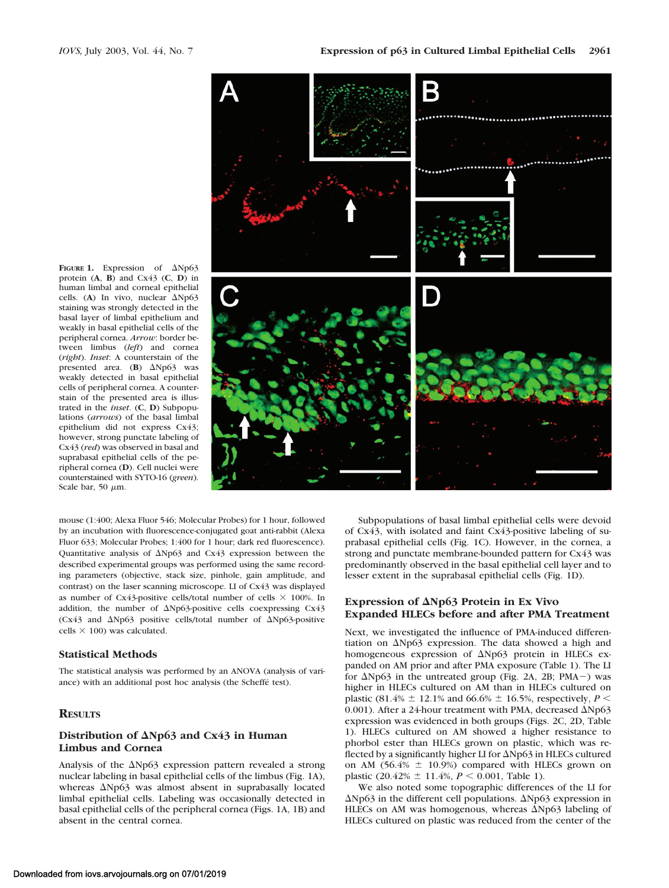**FIGURE 1.** Expression of ΔNp63 protein (**A**, **B**) and Cx43 (**C**, **D**) in human limbal and corneal epithelial cells. (**A**) In vivo, nuclear ΔNp63 staining was strongly detected in the basal layer of limbal epithelium and weakly in basal epithelial cells of the peripheral cornea. *Arrow*: border between limbus (*left*) and cornea (*right*). *Inset*: A counterstain of the presented area. (**B**) ΔNp63 was weakly detected in basal epithelial cells of peripheral cornea. A counterstain of the presented area is illustrated in the *inset*. (**C**, **D**) Subpopulations (*arrows*) of the basal limbal epithelium did not express Cx43; however, strong punctate labeling of Cx43 (*red*) was observed in basal and suprabasal epithelial cells of the peripheral cornea (**D**). Cell nuclei were counterstained with SYTO-16 (*green*). Scale bar, 50 μm.

mouse (1:400; Alexa Fluor 546; Molecular Probes) for 1 hour, followed by an incubation with fluorescence-conjugated goat anti-rabbit (Alexa Fluor 633; Molecular Probes; 1:400 for 1 hour; dark red fluorescence). Quantitative analysis of ΔNp63 and Cx43 expression between the described experimental groups was performed using the same recording parameters (objective, stack size, pinhole, gain amplitude, and contrast) on the laser scanning microscope. LI of Cx43 was displayed as number of Cx43-positive cells/total number of cells × 100%. In addition, the number of ΔNp63-positive cells coexpressing Cx43 (Cx43 and ΔNp63 positive cells/total number of ΔNp63-positive cells × 100) was calculated.

### Statistical Methods

The statistical analysis was performed by an ANOVA (analysis of variance) with an additional post hoc analysis (the Scheffé test).

## Results

### Distribution of ΔNp63 and Cx43 in Human Limbus and Cornea

Analysis of the ΔNp63 expression pattern revealed a strong nuclear labeling in basal epithelial cells of the limbus (Fig. 1A), whereas ΔNp63 was almost absent in suprabasally located limbal epithelial cells. Labeling was occasionally detected in basal epithelial cells of the peripheral cornea (Figs. 1A, 1B) and absent in the central cornea.

Subpopulations of basal limbal epithelial cells were devoid of Cx43, with isolated and faint Cx43-positive labeling of suprabasal epithelial cells (Fig. 1C). However, in the cornea, a strong and punctate membrane-bounded pattern for Cx43 was predominantly observed in the basal epithelial cell layer and to lesser extent in the suprabasal epithelial cells (Fig. 1D).

### Expression of ΔNp63 Protein in Ex Vivo Expanded HLECs before and after PMA Treatment

Next, we investigated the influence of PMA-induced differentiation on ΔNp63 expression. The data showed a high and homogeneous expression of ΔNp63 protein in HLECs expanded on AM prior and after PMA exposure (Table 1). The LI for ΔNp63 in the untreated group (Fig. 2A, 2B; PMA−) was higher in HLECs cultured on AM than in HLECs cultured on plastic (81.4% ± 12.1% and 66.6% ± 16.5%, respectively, $P < 0.001$). After a 24-hour treatment with PMA, decreased ΔNp63 expression was evidenced in both groups (Figs. 2C, 2D, Table 1). HLECs cultured on AM showed a higher resistance to phorbol ester than HLECs grown on plastic, which was reflected by a significantly higher LI for ΔNp63 in HLECs cultured on AM (56.4% ± 10.9%) compared with HLECs grown on plastic (20.42% ± 11.4%, $P < 0.001$, Table 1).

We also noted some topographic differences of the LI for ΔNp63 in the different cell populations. ΔNp63 expression in HLECs on AM was homogenous, whereas ΔNp63 labeling of HLECs cultured on plastic was reduced from the center of the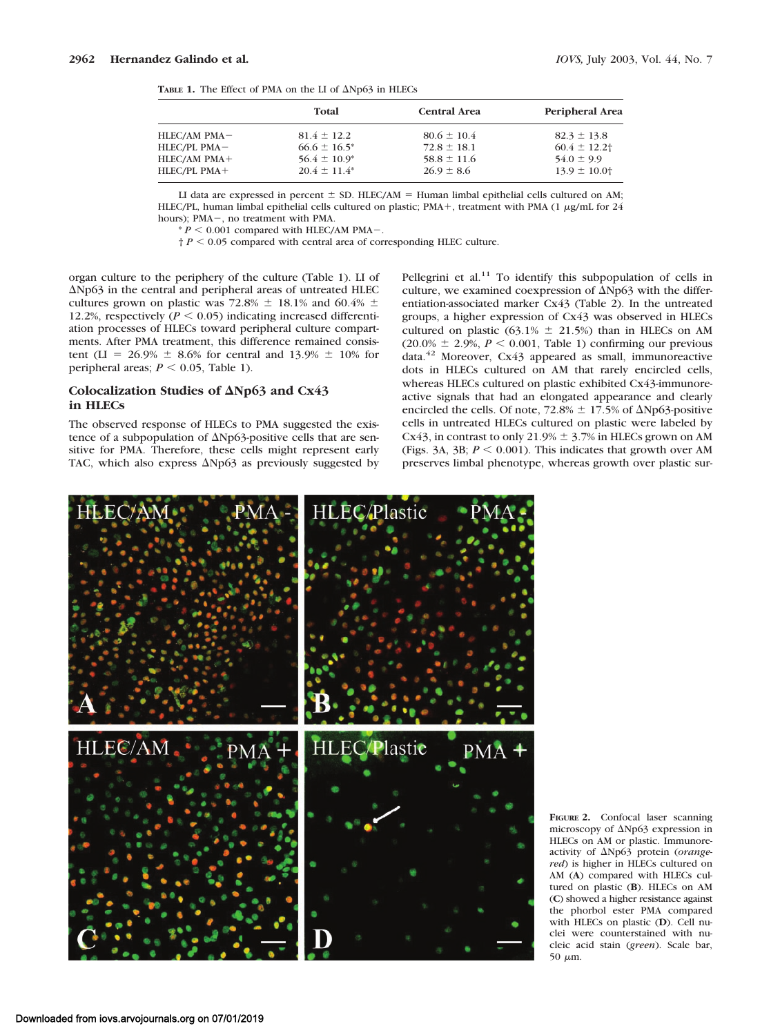**TABLE 1.** The Effect of PMA on the LI of ΔNp63 in HLECs

| | Total | Central Area | Peripheral Area |
|---|---|---|---|
| HLEC/AM PMA− | 81.4 ± 12.2 | 80.6 ± 10.4 | 82.3 ± 13.8 |
| HLEC/PL PMA− | 66.6 ± 16.5* | 72.8 ± 18.1 | 60.4 ± 12.2† |
| HLEC/AM PMA+ | 56.4 ± 10.9* | 58.8 ± 11.6 | 54.0 ± 9.9 |
| HLEC/PL PMA+ | 20.4 ± 11.4* | 26.9 ± 8.6 | 13.9 ± 10.0† |

LI data are expressed in percent ± SD. HLEC/AM = Human limbal epithelial cells cultured on AM; HLEC/PL, human limbal epithelial cells cultured on plastic; PMA+, treatment with PMA (1 μg/mL for 24 hours); PMA−, no treatment with PMA.

* $P < 0.001$ compared with HLEC/AM PMA−.

† $P < 0.05$ compared with central area of corresponding HLEC culture.

organ culture to the periphery of the culture (Table 1). LI of ΔNp63 in the central and peripheral areas of untreated HLEC cultures grown on plastic was 72.8% ± 18.1% and 60.4% ± 12.2%, respectively ($P < 0.05$) indicating increased differentiation processes of HLECs toward peripheral culture compartments. After PMA treatment, this difference remained consistent (LI = 26.9% ± 8.6% for central and 13.9% ± 10% for peripheral areas; $P < 0.05$, Table 1).

### Colocalization Studies of ΔNp63 and Cx43 in HLECs

The observed response of HLECs to PMA suggested the existence of a subpopulation of ΔNp63-positive cells that are sensitive for PMA. Therefore, these cells might represent early TAC, which also express ΔNp63 as previously suggested by Pellegrini et al.[11] To identify this subpopulation of cells in culture, we examined coexpression of ΔNp63 with the differentiation-associated marker Cx43 (Table 2). In the untreated groups, a higher expression of Cx43 was observed in HLECs cultured on plastic (63.1% ± 21.5%) than in HLECs on AM (20.0% ± 2.9%, $P < 0.001$, Table 1) confirming our previous data.[42] Moreover, Cx43 appeared as small, immunoreactive dots in HLECs cultured on AM that rarely encircled cells, whereas HLECs cultured on plastic exhibited Cx43-immunoreactive signals that had an elongated appearance and clearly encircled the cells. Of note, 72.8% ± 17.5% of ΔNp63-positive cells in untreated HLECs cultured on plastic were labeled by Cx43, in contrast to only 21.9% ± 3.7% in HLECs grown on AM (Figs. 3A, 3B; $P < 0.001$). This indicates that growth over AM preserves limbal phenotype, whereas growth over plastic sur-

**FIGURE 2.** Confocal laser scanning microscopy of ΔNp63 expression in HLECs on AM or plastic. Immunoreactivity of ΔNp63 protein (*orange-red*) is higher in HLECs cultured on AM (**A**) compared with HLECs cultured on plastic (**B**). HLECs on AM (**C**) showed a higher resistance against the phorbol ester PMA compared with HLECs on plastic (**D**). Cell nuclei were counterstained with nucleic acid stain (*green*). Scale bar, 50 μm.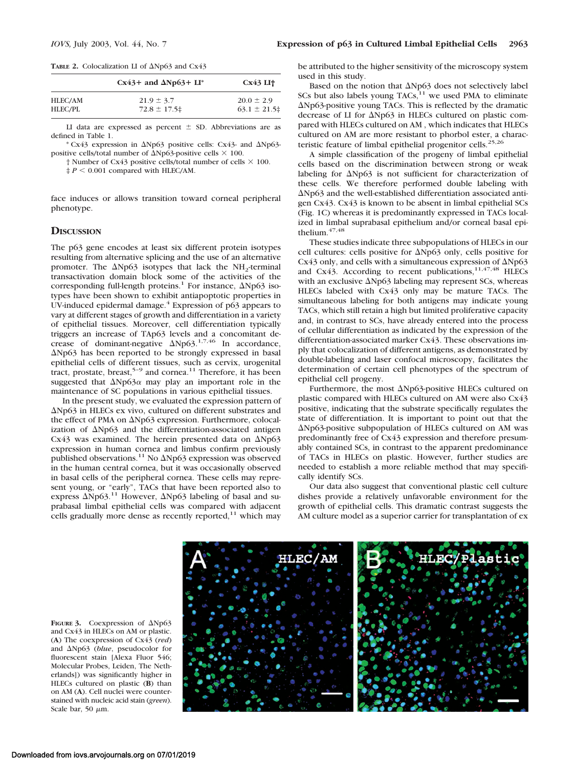**TABLE 2.** Colocalization LI of ΔNp63 and Cx43

| | Cx43+ and ΔNp63+ LI* | Cx43 LI† |
|---|---|---|
| HLEC/AM | 21.9 ± 3.7 | 20.0 ± 2.9 |
| HLEC/PL | 72.8 ± 17.5‡ | 63.1 ± 21.5‡ |

LI data are expressed as percent ± SD. Abbreviations are as defined in Table 1.

\* Cx43 expression in ΔNp63 positive cells: Cx43- and ΔNp63-positive cells/total number of ΔNp63-positive cells × 100.

† Number of Cx43 positive cells/total number of cells × 100.

‡ $P < 0.001$ compared with HLEC/AM.

face induces or allows transition toward corneal peripheral phenotype.

## DISCUSSION

The p63 gene encodes at least six different protein isotypes resulting from alternative splicing and the use of an alternative promoter. The ΔNp63 isotypes that lack the $NH_2$-terminal transactivation domain block some of the activities of the corresponding full-length proteins.[1] For instance, ΔNp63 isotypes have been shown to exhibit antiapoptotic properties in UV-induced epidermal damage.[4] Expression of p63 appears to vary at different stages of growth and differentiation in a variety of epithelial tissues. Moreover, cell differentiation typically triggers an increase of TAp63 levels and a concomitant decrease of dominant-negative ΔNp63.[1,7,46] In accordance, ΔNp63 has been reported to be strongly expressed in basal epithelial cells of different tissues, such as cervix, urogenital tract, prostate, breast,[5–9] and cornea.[11] Therefore, it has been suggested that ΔNp63α may play an important role in the maintenance of SC populations in various epithelial tissues.

In the present study, we evaluated the expression pattern of ΔNp63 in HLECs ex vivo, cultured on different substrates and the effect of PMA on ΔNp63 expression. Furthermore, colocalization of ΔNp63 and the differentiation-associated antigen Cx43 was examined. The herein presented data on ΔNp63 expression in human cornea and limbus confirm previously published observations.[11] No ΔNp63 expression was observed in the human central cornea, but it was occasionally observed in basal cells of the peripheral cornea. These cells may represent young, or "early", TACs that have been reported also to express ΔNp63.[11] However, ΔNp63 labeling of basal and suprabasal limbal epithelial cells was compared with adjacent cells gradually more dense as recently reported,[11] which may be attributed to the higher sensitivity of the microscopy system used in this study.

Based on the notion that ΔNp63 does not selectively label SCs but also labels young TACs,[11] we used PMA to eliminate ΔNp63-positive young TACs. This is reflected by the dramatic decrease of LI for ΔNp63 in HLECs cultured on plastic compared with HLECs cultured on AM , which indicates that HLECs cultured on AM are more resistant to phorbol ester, a characteristic feature of limbal epithelial progenitor cells.[25,26]

A simple classification of the progeny of limbal epithelial cells based on the discrimination between strong or weak labeling for ΔNp63 is not sufficient for characterization of these cells. We therefore performed double labeling with ΔNp63 and the well-established differentiation associated antigen Cx43. Cx43 is known to be absent in limbal epithelial SCs (Fig. 1C) whereas it is predominantly expressed in TACs localized in limbal suprabasal epithelium and/or corneal basal epithelium.[47,48]

These studies indicate three subpopulations of HLECs in our cell cultures: cells positive for ΔNp63 only, cells positive for Cx43 only, and cells with a simultaneous expression of ΔNp63 and Cx43. According to recent publications,[11,47,48] HLECs with an exclusive ΔNp63 labeling may represent SCs, whereas HLECs labeled with Cx43 only may be mature TACs. The simultaneous labeling for both antigens may indicate young TACs, which still retain a high but limited proliferative capacity and, in contrast to SCs, have already entered into the process of cellular differentiation as indicated by the expression of the differentiation-associated marker Cx43. These observations imply that colocalization of different antigens, as demonstrated by double-labeling and laser confocal microscopy, facilitates the determination of certain cell phenotypes of the spectrum of epithelial cell progeny.

Furthermore, the most ΔNp63-positive HLECs cultured on plastic compared with HLECs cultured on AM were also Cx43 positive, indicating that the substrate specifically regulates the state of differentiation. It is important to point out that the ΔNp63-positive subpopulation of HLECs cultured on AM was predominantly free of Cx43 expression and therefore presumably contained SCs, in contrast to the apparent predominance of TACs in HLECs on plastic. However, further studies are needed to establish a more reliable method that may specifically identify SCs.

Our data also suggest that conventional plastic cell culture dishes provide a relatively unfavorable environment for the growth of epithelial cells. This dramatic contrast suggests the AM culture model as a superior carrier for transplantation of ex

**FIGURE 3.** Coexpression of ΔNp63 and Cx43 in HLECs on AM or plastic. (**A**) The coexpression of Cx43 (*red*) and ΔNp63 (*blue*, pseudocolor for fluorescent stain [Alexa Fluor 546; Molecular Probes, Leiden, The Netherlands]) was significantly higher in HLECs cultured on plastic (**B**) than on AM (**A**). Cell nuclei were counterstained with nucleic acid stain (*green*). Scale bar, 50 μm.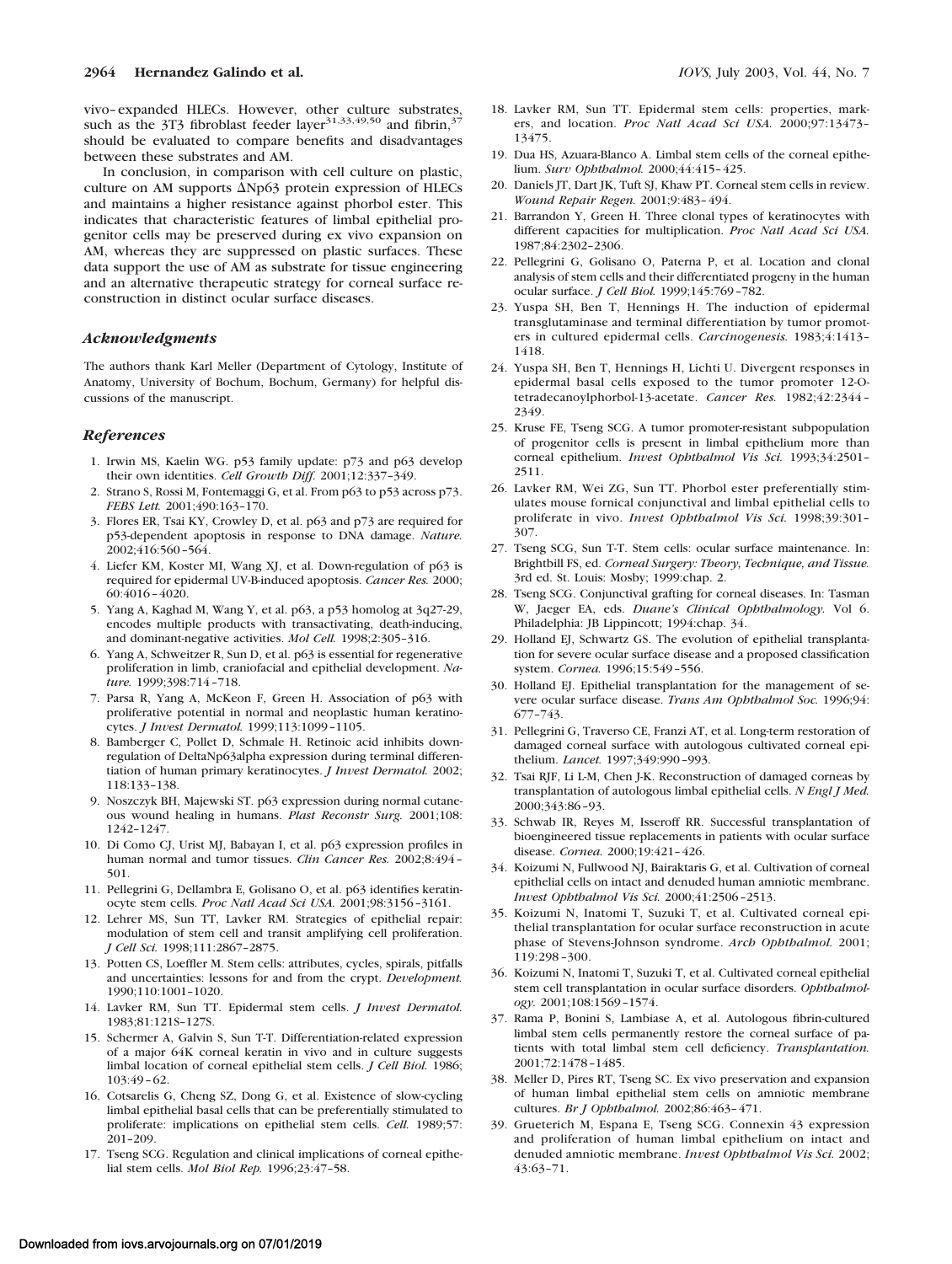vivo–expanded HLECs. However, other culture substrates, such as the 3T3 fibroblast feeder layer[31,33,49,50] and fibrin,[37] should be evaluated to compare benefits and disadvantages between these substrates and AM.

In conclusion, in comparison with cell culture on plastic, culture on AM supports ΔNp63 protein expression of HLECs and maintains a higher resistance against phorbol ester. This indicates that characteristic features of limbal epithelial progenitor cells may be preserved during ex vivo expansion on AM, whereas they are suppressed on plastic surfaces. These data support the use of AM as substrate for tissue engineering and an alternative therapeutic strategy for corneal surface reconstruction in distinct ocular surface diseases.

## *Acknowledgments*

The authors thank Karl Meller (Department of Cytology, Institute of Anatomy, University of Bochum, Bochum, Germany) for helpful discussions of the manuscript.

## *References*

1. Irwin MS, Kaelin WG. p53 family update: p73 and p63 develop their own identities. *Cell Growth Diff.* 2001;12:337–349.
2. Strano S, Rossi M, Fontemaggi G, et al. From p63 to p53 across p73. *FEBS Lett.* 2001;490:163–170.
3. Flores ER, Tsai KY, Crowley D, et al. p63 and p73 are required for p53-dependent apoptosis in response to DNA damage. *Nature.* 2002;416:560–564.
4. Liefer KM, Koster MI, Wang XJ, et al. Down-regulation of p63 is required for epidermal UV-B-induced apoptosis. *Cancer Res.* 2000; 60:4016–4020.
5. Yang A, Kaghad M, Wang Y, et al. p63, a p53 homolog at 3q27-29, encodes multiple products with transactivating, death-inducing, and dominant-negative activities. *Mol Cell.* 1998;2:305–316.
6. Yang A, Schweitzer R, Sun D, et al. p63 is essential for regenerative proliferation in limb, craniofacial and epithelial development. *Nature.* 1999;398:714–718.
7. Parsa R, Yang A, McKeon F, Green H. Association of p63 with proliferative potential in normal and neoplastic human keratinocytes. *J Invest Dermatol.* 1999;113:1099–1105.
8. Bamberger C, Pollet D, Schmale H. Retinoic acid inhibits downregulation of DeltaNp63alpha expression during terminal differentiation of human primary keratinocytes. *J Invest Dermatol.* 2002; 118:133–138.
9. Noszczyk BH, Majewski ST. p63 expression during normal cutaneous wound healing in humans. *Plast Reconstr Surg.* 2001;108: 1242–1247.
10. Di Como CJ, Urist MJ, Babayan I, et al. p63 expression profiles in human normal and tumor tissues. *Clin Cancer Res.* 2002;8:494–501.
11. Pellegrini G, Dellambra E, Golisano O, et al. p63 identifies keratinocyte stem cells. *Proc Natl Acad Sci USA.* 2001;98:3156–3161.
12. Lehrer MS, Sun TT, Lavker RM. Strategies of epithelial repair: modulation of stem cell and transit amplifying cell proliferation. *J Cell Sci.* 1998;111:2867–2875.
13. Potten CS, Loeffler M. Stem cells: attributes, cycles, spirals, pitfalls and uncertainties: lessons for and from the crypt. *Development.* 1990;110:1001–1020.
14. Lavker RM, Sun TT. Epidermal stem cells. *J Invest Dermatol.* 1983;81:121S–127S.
15. Schermer A, Galvin S, Sun T-T. Differentiation-related expression of a major 64K corneal keratin in vivo and in culture suggests limbal location of corneal epithelial stem cells. *J Cell Biol.* 1986; 103:49–62.
16. Cotsarelis G, Cheng SZ, Dong G, et al. Existence of slow-cycling limbal epithelial basal cells that can be preferentially stimulated to proliferate: implications on epithelial stem cells. *Cell.* 1989;57: 201–209.
17. Tseng SCG. Regulation and clinical implications of corneal epithelial stem cells. *Mol Biol Rep.* 1996;23:47–58.
18. Lavker RM, Sun TT. Epidermal stem cells: properties, markers, and location. *Proc Natl Acad Sci USA.* 2000;97:13473–13475.
19. Dua HS, Azuara-Blanco A. Limbal stem cells of the corneal epithelium. *Surv Ophthalmol.* 2000;44:415–425.
20. Daniels JT, Dart JK, Tuft SJ, Khaw PT. Corneal stem cells in review. *Wound Repair Regen.* 2001;9:483–494.
21. Barrandon Y, Green H. Three clonal types of keratinocytes with different capacities for multiplication. *Proc Natl Acad Sci USA.* 1987;84:2302–2306.
22. Pellegrini G, Golisano O, Paterna P, et al. Location and clonal analysis of stem cells and their differentiated progeny in the human ocular surface. *J Cell Biol.* 1999;145:769–782.
23. Yuspa SH, Ben T, Hennings H. The induction of epidermal transglutaminase and terminal differentiation by tumor promoters in cultured epidermal cells. *Carcinogenesis.* 1983;4:1413–1418.
24. Yuspa SH, Ben T, Hennings H, Lichti U. Divergent responses in epidermal basal cells exposed to the tumor promoter 12-O-tetradecanoylphorbol-13-acetate. *Cancer Res.* 1982;42:2344–2349.
25. Kruse FE, Tseng SCG. A tumor promoter-resistant subpopulation of progenitor cells is present in limbal epithelium more than corneal epithelium. *Invest Ophthalmol Vis Sci.* 1993;34:2501–2511.
26. Lavker RM, Wei ZG, Sun TT. Phorbol ester preferentially stimulates mouse fornical conjunctival and limbal epithelial cells to proliferate in vivo. *Invest Ophthalmol Vis Sci.* 1998;39:301–307.
27. Tseng SCG, Sun T-T. Stem cells: ocular surface maintenance. In: Brightbill FS, ed. *Corneal Surgery: Theory, Technique, and Tissue.* 3rd ed. St. Louis: Mosby; 1999:chap. 2.
28. Tseng SCG. Conjunctival grafting for corneal diseases. In: Tasman W, Jaeger EA, eds. *Duane's Clinical Ophthalmology.* Vol 6. Philadelphia: JB Lippincott; 1994:chap. 34.
29. Holland EJ, Schwartz GS. The evolution of epithelial transplantation for severe ocular surface disease and a proposed classification system. *Cornea.* 1996;15:549–556.
30. Holland EJ. Epithelial transplantation for the management of severe ocular surface disease. *Trans Am Ophthalmol Soc.* 1996;94: 677–743.
31. Pellegrini G, Traverso CE, Franzi AT, et al. Long-term restoration of damaged corneal surface with autologous cultivated corneal epithelium. *Lancet.* 1997;349:990–993.
32. Tsai RJF, Li L-M, Chen J-K. Reconstruction of damaged corneas by transplantation of autologous limbal epithelial cells. *N Engl J Med.* 2000;343:86–93.
33. Schwab IR, Reyes M, Isseroff RR. Successful transplantation of bioengineered tissue replacements in patients with ocular surface disease. *Cornea.* 2000;19:421–426.
34. Koizumi N, Fullwood NJ, Bairaktaris G, et al. Cultivation of corneal epithelial cells on intact and denuded human amniotic membrane. *Invest Ophthalmol Vis Sci.* 2000;41:2506–2513.
35. Koizumi N, Inatomi T, Suzuki T, et al. Cultivated corneal epithelial transplantation for ocular surface reconstruction in acute phase of Stevens-Johnson syndrome. *Arch Ophthalmol.* 2001; 119:298–300.
36. Koizumi N, Inatomi T, Suzuki T, et al. Cultivated corneal epithelial stem cell transplantation in ocular surface disorders. *Ophthalmology.* 2001;108:1569–1574.
37. Rama P, Bonini S, Lambiase A, et al. Autologous fibrin-cultured limbal stem cells permanently restore the corneal surface of patients with total limbal stem cell deficiency. *Transplantation.* 2001;72:1478–1485.
38. Meller D, Pires RT, Tseng SC. Ex vivo preservation and expansion of human limbal epithelial stem cells on amniotic membrane cultures. *Br J Ophthalmol.* 2002;86:463–471.
39. Grueterich M, Espana E, Tseng SCG. Connexin 43 expression and proliferation of human limbal epithelium on intact and denuded amniotic membrane. *Invest Ophthalmol Vis Sci.* 2002; 43:63–71.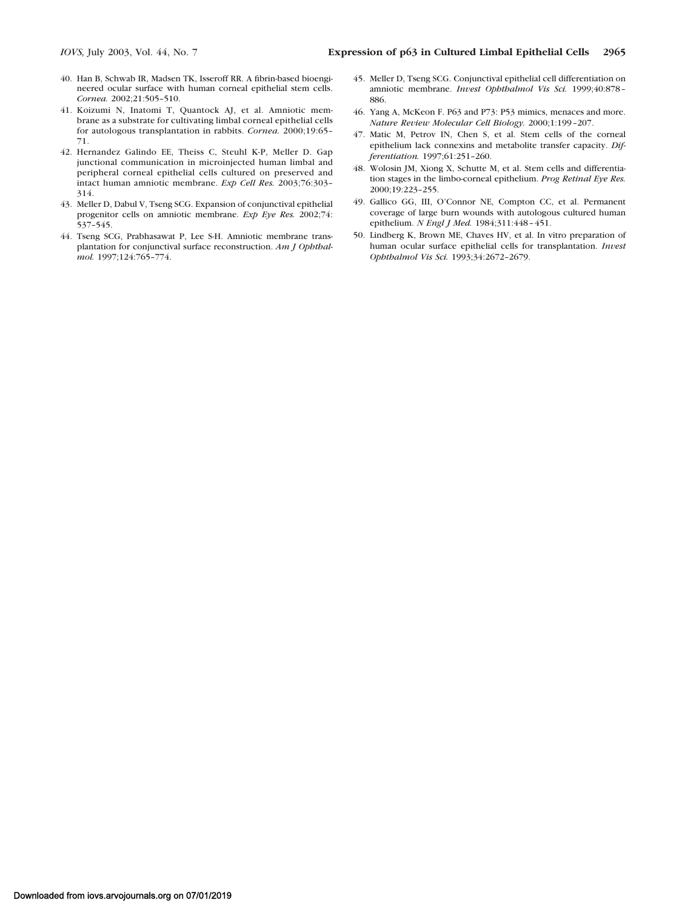40. Han B, Schwab IR, Madsen TK, Isseroff RR. A fibrin-based bioengineered ocular surface with human corneal epithelial stem cells. *Cornea.* 2002;21:505–510.
41. Koizumi N, Inatomi T, Quantock AJ, et al. Amniotic membrane as a substrate for cultivating limbal corneal epithelial cells for autologous transplantation in rabbits. *Cornea.* 2000;19:65–71.
42. Hernandez Galindo EE, Theiss C, Steuhl K-P, Meller D. Gap junctional communication in microinjected human limbal and peripheral corneal epithelial cells cultured on preserved and intact human amniotic membrane. *Exp Cell Res.* 2003;76:303–314.
43. Meller D, Dabul V, Tseng SCG. Expansion of conjunctival epithelial progenitor cells on amniotic membrane. *Exp Eye Res.* 2002;74: 537–545.
44. Tseng SCG, Prabhasawat P, Lee S-H. Amniotic membrane transplantation for conjunctival surface reconstruction. *Am J Ophthalmol.* 1997;124:765–774.
45. Meller D, Tseng SCG. Conjunctival epithelial cell differentiation on amniotic membrane. *Invest Ophthalmol Vis Sci.* 1999;40:878–886.
46. Yang A, McKeon F. P63 and P73: P53 mimics, menaces and more. *Nature Review Molecular Cell Biology.* 2000;1:199–207.
47. Matic M, Petrov IN, Chen S, et al. Stem cells of the corneal epithelium lack connexins and metabolite transfer capacity. *Differentiation.* 1997;61:251–260.
48. Wolosin JM, Xiong X, Schutte M, et al. Stem cells and differentiation stages in the limbo-corneal epithelium. *Prog Retinal Eye Res.* 2000;19:223–255.
49. Gallico GG, III, O'Connor NE, Compton CC, et al. Permanent coverage of large burn wounds with autologous cultured human epithelium. *N Engl J Med.* 1984;311:448–451.
50. Lindberg K, Brown ME, Chaves HV, et al. In vitro preparation of human ocular surface epithelial cells for transplantation. *Invest Ophthalmol Vis Sci.* 1993;34:2672–2679.